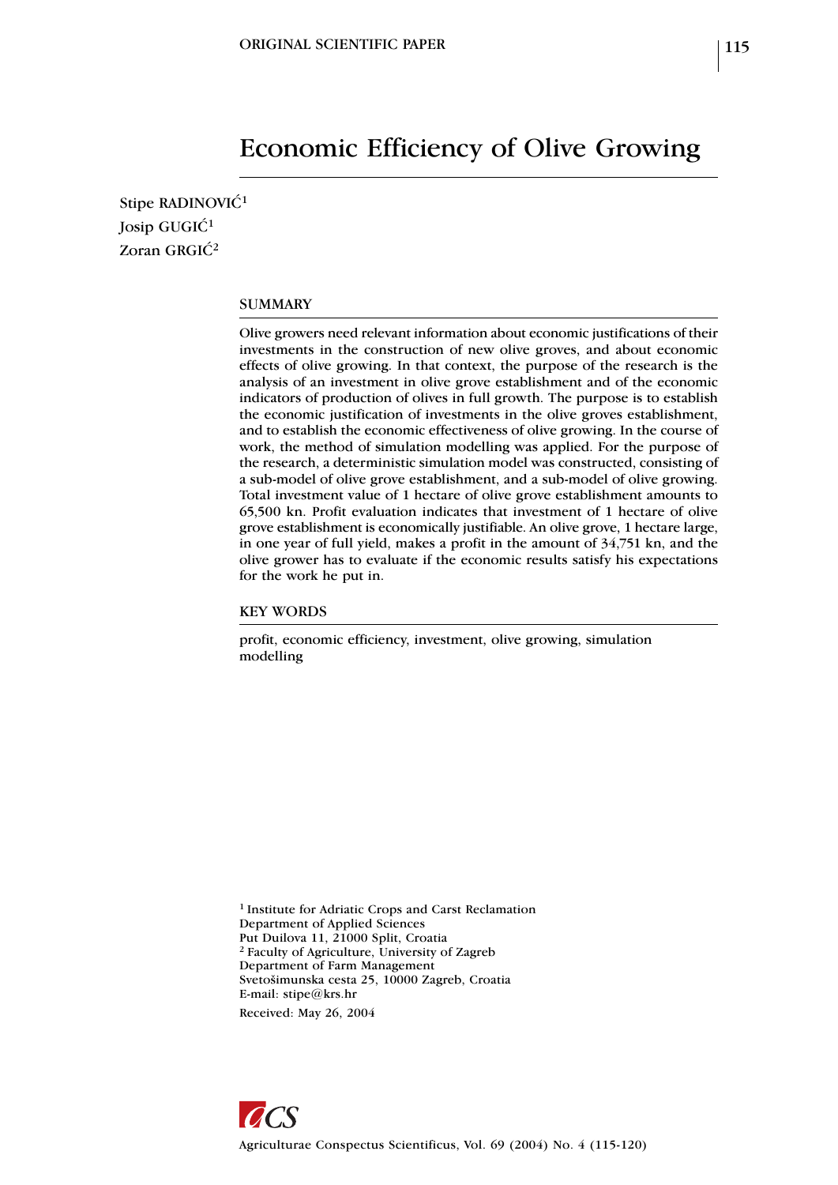ORIGINAL SCIENTIFIC PAPER

# Economic Efficiency of Olive Growing

Stipe RADINOVIĆ[1]
Josip GUGIĆ[1]
Zoran GRGIĆ[2]

## SUMMARY

Olive growers need relevant information about economic justifications of their investments in the construction of new olive groves, and about economic effects of olive growing. In that context, the purpose of the research is the analysis of an investment in olive grove establishment and of the economic indicators of production of olives in full growth. The purpose is to establish the economic justification of investments in the olive groves establishment, and to establish the economic effectiveness of olive growing. In the course of work, the method of simulation modelling was applied. For the purpose of the research, a deterministic simulation model was constructed, consisting of a sub-model of olive grove establishment, and a sub-model of olive growing. Total investment value of 1 hectare of olive grove establishment amounts to 65,500 kn. Profit evaluation indicates that investment of 1 hectare of olive grove establishment is economically justifiable. An olive grove, 1 hectare large, in one year of full yield, makes a profit in the amount of 34,751 kn, and the olive grower has to evaluate if the economic results satisfy his expectations for the work he put in.

## KEY WORDS

profit, economic efficiency, investment, olive growing, simulation modelling

[1] Institute for Adriatic Crops and Carst Reclamation
Department of Applied Sciences
Put Duilova 11, 21000 Split, Croatia
[2] Faculty of Agriculture, University of Zagreb
Department of Farm Management
Svetošimunska cesta 25, 10000 Zagreb, Croatia
E-mail: stipe@krs.hr

Received: May 26, 2004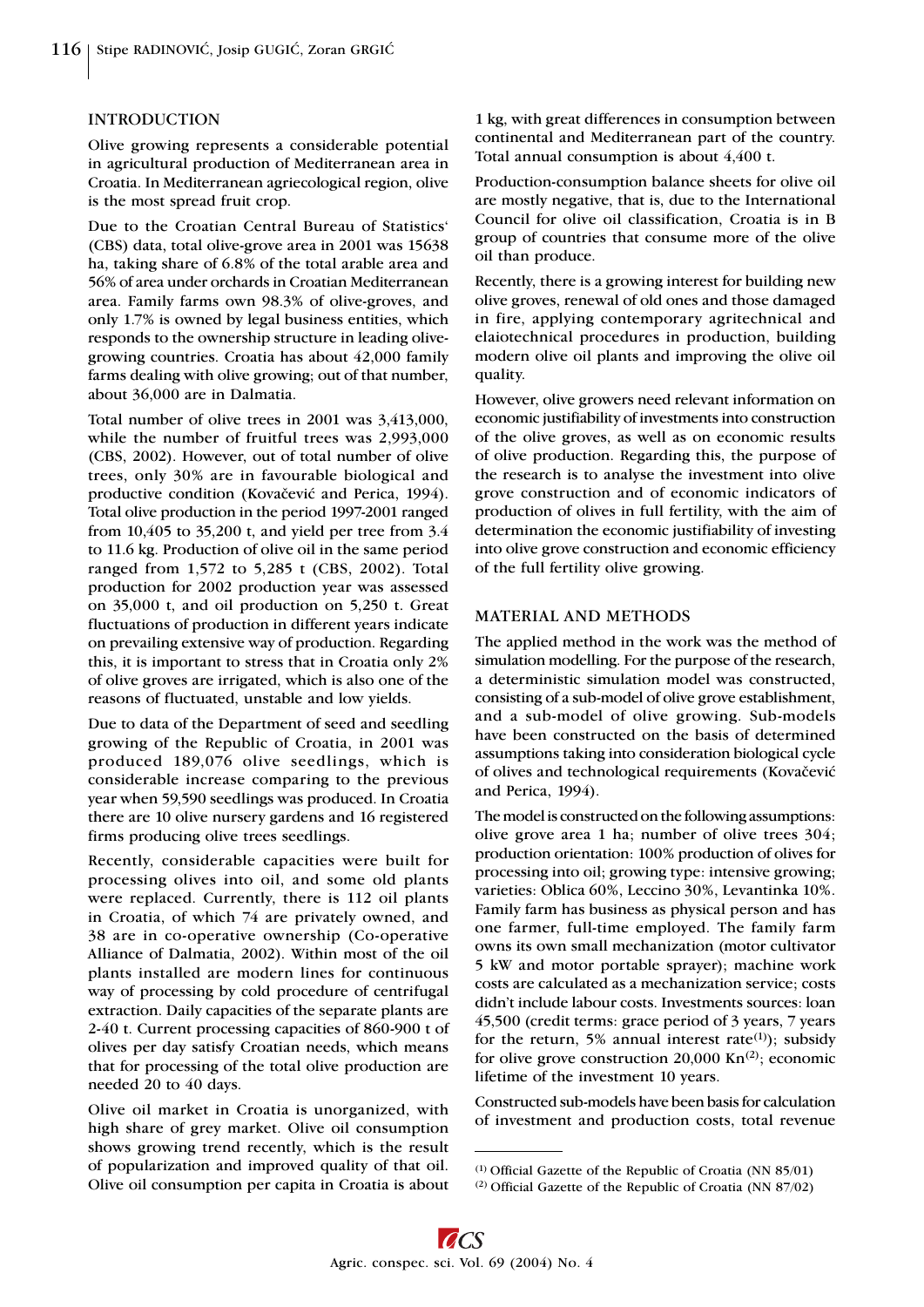## INTRODUCTION

Olive growing represents a considerable potential in agricultural production of Mediterranean area in Croatia. In Mediterranean agriecological region, olive is the most spread fruit crop.

Due to the Croatian Central Bureau of Statistics' (CBS) data, total olive-grove area in 2001 was 15638 ha, taking share of 6.8% of the total arable area and 56% of area under orchards in Croatian Mediterranean area. Family farms own 98.3% of olive-groves, and only 1.7% is owned by legal business entities, which responds to the ownership structure in leading olive-growing countries. Croatia has about 42,000 family farms dealing with olive growing; out of that number, about 36,000 are in Dalmatia.

Total number of olive trees in 2001 was 3,413,000, while the number of fruitful trees was 2,993,000 (CBS, 2002). However, out of total number of olive trees, only 30% are in favourable biological and productive condition (Kovačević and Perica, 1994). Total olive production in the period 1997-2001 ranged from 10,405 to 35,200 t, and yield per tree from 3.4 to 11.6 kg. Production of olive oil in the same period ranged from 1,572 to 5,285 t (CBS, 2002). Total production for 2002 production year was assessed on 35,000 t, and oil production on 5,250 t. Great fluctuations of production in different years indicate on prevailing extensive way of production. Regarding this, it is important to stress that in Croatia only 2% of olive groves are irrigated, which is also one of the reasons of fluctuated, unstable and low yields.

Due to data of the Department of seed and seedling growing of the Republic of Croatia, in 2001 was produced 189,076 olive seedlings, which is considerable increase comparing to the previous year when 59,590 seedlings was produced. In Croatia there are 10 olive nursery gardens and 16 registered firms producing olive trees seedlings.

Recently, considerable capacities were built for processing olives into oil, and some old plants were replaced. Currently, there is 112 oil plants in Croatia, of which 74 are privately owned, and 38 are in co-operative ownership (Co-operative Alliance of Dalmatia, 2002). Within most of the oil plants installed are modern lines for continuous way of processing by cold procedure of centrifugal extraction. Daily capacities of the separate plants are 2-40 t. Current processing capacities of 860-900 t of olives per day satisfy Croatian needs, which means that for processing of the total olive production are needed 20 to 40 days.

Olive oil market in Croatia is unorganized, with high share of grey market. Olive oil consumption shows growing trend recently, which is the result of popularization and improved quality of that oil. Olive oil consumption per capita in Croatia is about 1 kg, with great differences in consumption between continental and Mediterranean part of the country. Total annual consumption is about 4,400 t.

Production-consumption balance sheets for olive oil are mostly negative, that is, due to the International Council for olive oil classification, Croatia is in B group of countries that consume more of the olive oil than produce.

Recently, there is a growing interest for building new olive groves, renewal of old ones and those damaged in fire, applying contemporary agritechnical and elaiotechnical procedures in production, building modern olive oil plants and improving the olive oil quality.

However, olive growers need relevant information on economic justifiability of investments into construction of the olive groves, as well as on economic results of olive production. Regarding this, the purpose of the research is to analyse the investment into olive grove construction and of economic indicators of production of olives in full fertility, with the aim of determination the economic justifiability of investing into olive grove construction and economic efficiency of the full fertility olive growing.

## MATERIAL AND METHODS

The applied method in the work was the method of simulation modelling. For the purpose of the research, a deterministic simulation model was constructed, consisting of a sub-model of olive grove establishment, and a sub-model of olive growing. Sub-models have been constructed on the basis of determined assumptions taking into consideration biological cycle of olives and technological requirements (Kovačević and Perica, 1994).

The model is constructed on the following assumptions: olive grove area 1 ha; number of olive trees 304; production orientation: 100% production of olives for processing into oil; growing type: intensive growing; varieties: Oblica 60%, Leccino 30%, Levantinka 10%. Family farm has business as physical person and has one farmer, full-time employed. The family farm owns its own small mechanization (motor cultivator 5 kW and motor portable sprayer); machine work costs are calculated as a mechanization service; costs didn't include labour costs. Investments sources: loan 45,500 (credit terms: grace period of 3 years, 7 years for the return, 5% annual interest rate[(1)]); subsidy for olive grove construction 20,000 Kn[(2)]; economic lifetime of the investment 10 years.

Constructed sub-models have been basis for calculation of investment and production costs, total revenue

[(1)] Official Gazette of the Republic of Croatia (NN 85/01)
[(2)] Official Gazette of the Republic of Croatia (NN 87/02)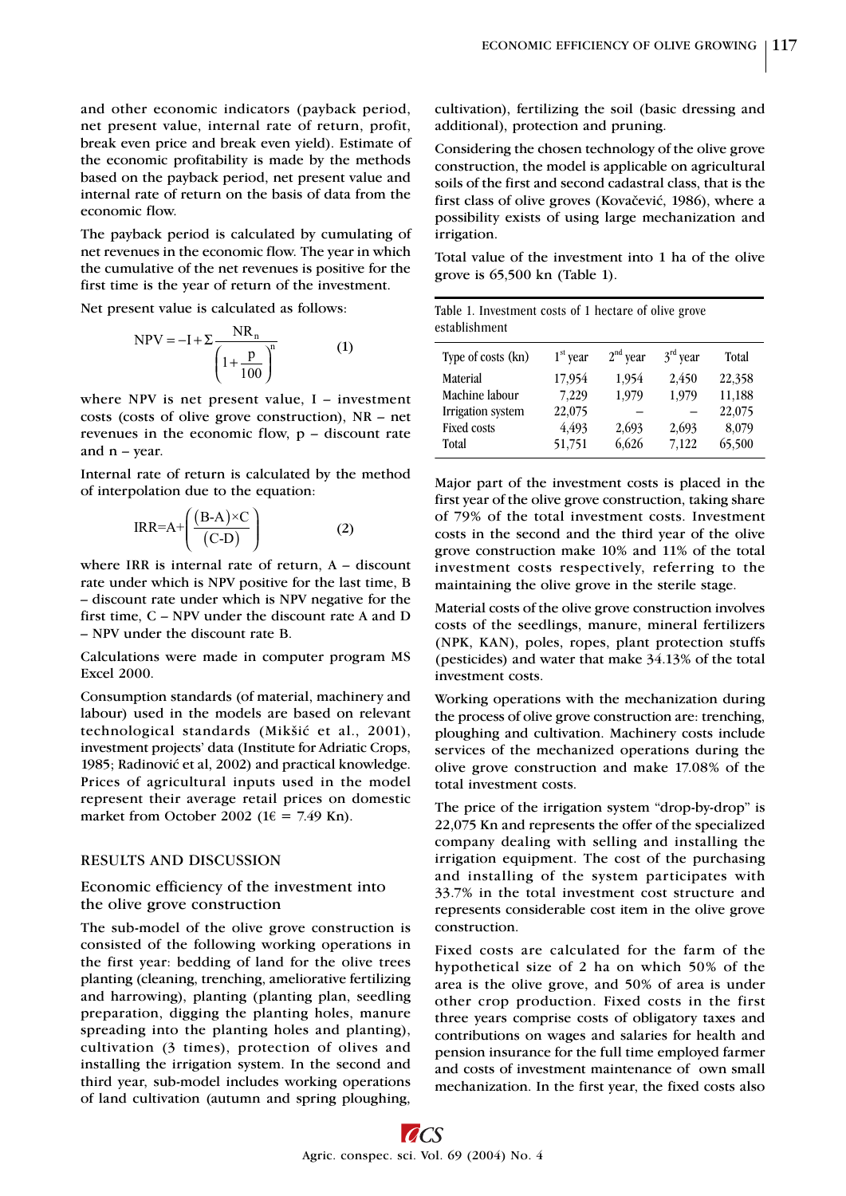and other economic indicators (payback period, net present value, internal rate of return, profit, break even price and break even yield). Estimate of the economic profitability is made by the methods based on the payback period, net present value and internal rate of return on the basis of data from the economic flow.

The payback period is calculated by cumulating of net revenues in the economic flow. The year in which the cumulative of the net revenues is positive for the first time is the year of return of the investment.

Net present value is calculated as follows:

$$NPV = -I + \Sigma \frac{NR_n}{\left(1+\frac{p}{100}\right)^n} \qquad (1)$$

where NPV is net present value, I – investment costs (costs of olive grove construction), NR – net revenues in the economic flow, p – discount rate and n – year.

Internal rate of return is calculated by the method of interpolation due to the equation:

$$IRR = A + \left(\frac{(B-A)\times C}{(C-D)}\right) \qquad (2)$$

where IRR is internal rate of return, A – discount rate under which is NPV positive for the last time, B – discount rate under which is NPV negative for the first time, C – NPV under the discount rate A and D – NPV under the discount rate B.

Calculations were made in computer program MS Excel 2000.

Consumption standards (of material, machinery and labour) used in the models are based on relevant technological standards (Mikšić et al., 2001), investment projects' data (Institute for Adriatic Crops, 1985; Radinović et al, 2002) and practical knowledge. Prices of agricultural inputs used in the model represent their average retail prices on domestic market from October 2002 (1€ = 7.49 Kn).

## RESULTS AND DISCUSSION

### Economic efficiency of the investment into the olive grove construction

The sub-model of the olive grove construction is consisted of the following working operations in the first year: bedding of land for the olive trees planting (cleaning, trenching, ameliorative fertilizing and harrowing), planting (planting plan, seedling preparation, digging the planting holes, manure spreading into the planting holes and planting), cultivation (3 times), protection of olives and installing the irrigation system. In the second and third year, sub-model includes working operations of land cultivation (autumn and spring ploughing, cultivation), fertilizing the soil (basic dressing and additional), protection and pruning.

Considering the chosen technology of the olive grove construction, the model is applicable on agricultural soils of the first and second cadastral class, that is the first class of olive groves (Kovačević, 1986), where a possibility exists of using large mechanization and irrigation.

Total value of the investment into 1 ha of the olive grove is 65,500 kn (Table 1).

Table 1. Investment costs of 1 hectare of olive grove establishment

| Type of costs (kn) | 1st year | 2nd year | 3rd year | Total |
|---|---|---|---|---|
| Material | 17,954 | 1,954 | 2,450 | 22,358 |
| Machine labour | 7,229 | 1,979 | 1,979 | 11,188 |
| Irrigation system | 22,075 | – | – | 22,075 |
| Fixed costs | 4,493 | 2,693 | 2,693 | 8,079 |
| Total | 51,751 | 6,626 | 7,122 | 65,500 |

Major part of the investment costs is placed in the first year of the olive grove construction, taking share of 79% of the total investment costs. Investment costs in the second and the third year of the olive grove construction make 10% and 11% of the total investment costs respectively, referring to the maintaining the olive grove in the sterile stage.

Material costs of the olive grove construction involves costs of the seedlings, manure, mineral fertilizers (NPK, KAN), poles, ropes, plant protection stuffs (pesticides) and water that make 34.13% of the total investment costs.

Working operations with the mechanization during the process of olive grove construction are: trenching, ploughing and cultivation. Machinery costs include services of the mechanized operations during the olive grove construction and make 17.08% of the total investment costs.

The price of the irrigation system "drop-by-drop" is 22,075 Kn and represents the offer of the specialized company dealing with selling and installing the irrigation equipment. The cost of the purchasing and installing of the system participates with 33.7% in the total investment cost structure and represents considerable cost item in the olive grove construction.

Fixed costs are calculated for the farm of the hypothetical size of 2 ha on which 50% of the area is the olive grove, and 50% of area is under other crop production. Fixed costs in the first three years comprise costs of obligatory taxes and contributions on wages and salaries for health and pension insurance for the full time employed farmer and costs of investment maintenance of own small mechanization. In the first year, the fixed costs also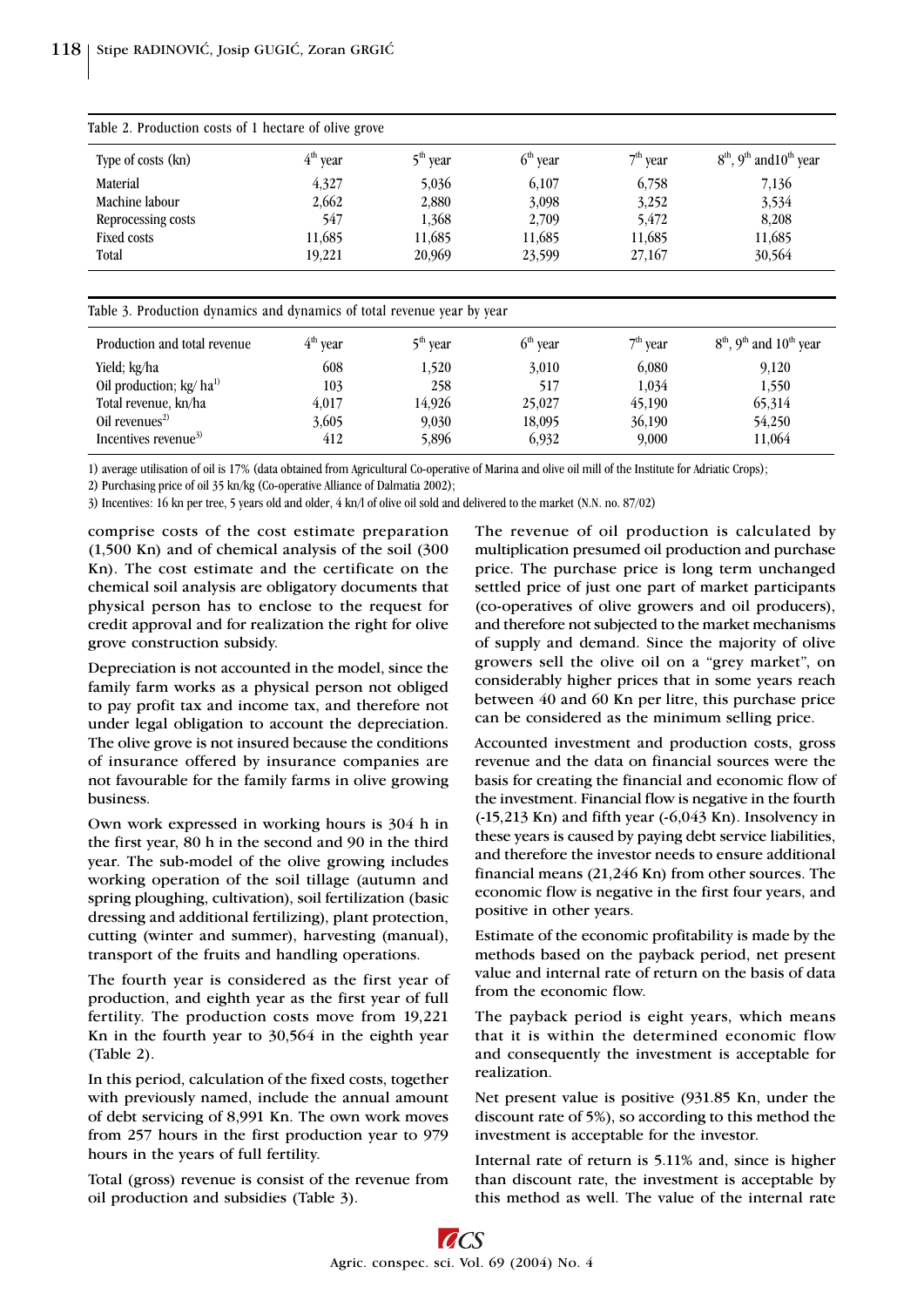Table 2. Production costs of 1 hectare of olive grove

| Type of costs (kn) | 4th year | 5th year | 6th year | 7th year | 8th, 9th and10th year |
|---|---|---|---|---|---|
| Material | 4,327 | 5,036 | 6,107 | 6,758 | 7,136 |
| Machine labour | 2,662 | 2,880 | 3,098 | 3,252 | 3,534 |
| Reprocessing costs | 547 | 1,368 | 2,709 | 5,472 | 8,208 |
| Fixed costs | 11,685 | 11,685 | 11,685 | 11,685 | 11,685 |
| Total | 19,221 | 20,969 | 23,599 | 27,167 | 30,564 |

Table 3. Production dynamics and dynamics of total revenue year by year

| Production and total revenue | 4th year | 5th year | 6th year | 7th year | 8th, 9th and 10th year |
|---|---|---|---|---|---|
| Yield; kg/ha | 608 | 1,520 | 3,010 | 6,080 | 9,120 |
| Oil production; kg/ ha[1)] | 103 | 258 | 517 | 1,034 | 1,550 |
| Total revenue, kn/ha | 4,017 | 14,926 | 25,027 | 45,190 | 65,314 |
| Oil revenues[2)] | 3,605 | 9,030 | 18,095 | 36,190 | 54,250 |
| Incentives revenue[3)] | 412 | 5,896 | 6,932 | 9,000 | 11,064 |

1) average utilisation of oil is 17% (data obtained from Agricultural Co-operative of Marina and olive oil mill of the Institute for Adriatic Crops);
2) Purchasing price of oil 35 kn/kg (Co-operative Alliance of Dalmatia 2002);
3) Incentives: 16 kn per tree, 5 years old and older, 4 kn/l of olive oil sold and delivered to the market (N.N. no. 87/02)

comprise costs of the cost estimate preparation (1,500 Kn) and of chemical analysis of the soil (300 Kn). The cost estimate and the certificate on the chemical soil analysis are obligatory documents that physical person has to enclose to the request for credit approval and for realization the right for olive grove construction subsidy.

Depreciation is not accounted in the model, since the family farm works as a physical person not obliged to pay profit tax and income tax, and therefore not under legal obligation to account the depreciation. The olive grove is not insured because the conditions of insurance offered by insurance companies are not favourable for the family farms in olive growing business.

Own work expressed in working hours is 304 h in the first year, 80 h in the second and 90 in the third year. The sub-model of the olive growing includes working operation of the soil tillage (autumn and spring ploughing, cultivation), soil fertilization (basic dressing and additional fertilizing), plant protection, cutting (winter and summer), harvesting (manual), transport of the fruits and handling operations.

The fourth year is considered as the first year of production, and eighth year as the first year of full fertility. The production costs move from 19,221 Kn in the fourth year to 30,564 in the eighth year (Table 2).

In this period, calculation of the fixed costs, together with previously named, include the annual amount of debt servicing of 8,991 Kn. The own work moves from 257 hours in the first production year to 979 hours in the years of full fertility.

Total (gross) revenue is consist of the revenue from oil production and subsidies (Table 3).

The revenue of oil production is calculated by multiplication presumed oil production and purchase price. The purchase price is long term unchanged settled price of just one part of market participants (co-operatives of olive growers and oil producers), and therefore not subjected to the market mechanisms of supply and demand. Since the majority of olive growers sell the olive oil on a "grey market", on considerably higher prices that in some years reach between 40 and 60 Kn per litre, this purchase price can be considered as the minimum selling price.

Accounted investment and production costs, gross revenue and the data on financial sources were the basis for creating the financial and economic flow of the investment. Financial flow is negative in the fourth (-15,213 Kn) and fifth year (-6,043 Kn). Insolvency in these years is caused by paying debt service liabilities, and therefore the investor needs to ensure additional financial means (21,246 Kn) from other sources. The economic flow is negative in the first four years, and positive in other years.

Estimate of the economic profitability is made by the methods based on the payback period, net present value and internal rate of return on the basis of data from the economic flow.

The payback period is eight years, which means that it is within the determined economic flow and consequently the investment is acceptable for realization.

Net present value is positive (931.85 Kn, under the discount rate of 5%), so according to this method the investment is acceptable for the investor.

Internal rate of return is 5.11% and, since is higher than discount rate, the investment is acceptable by this method as well. The value of the internal rate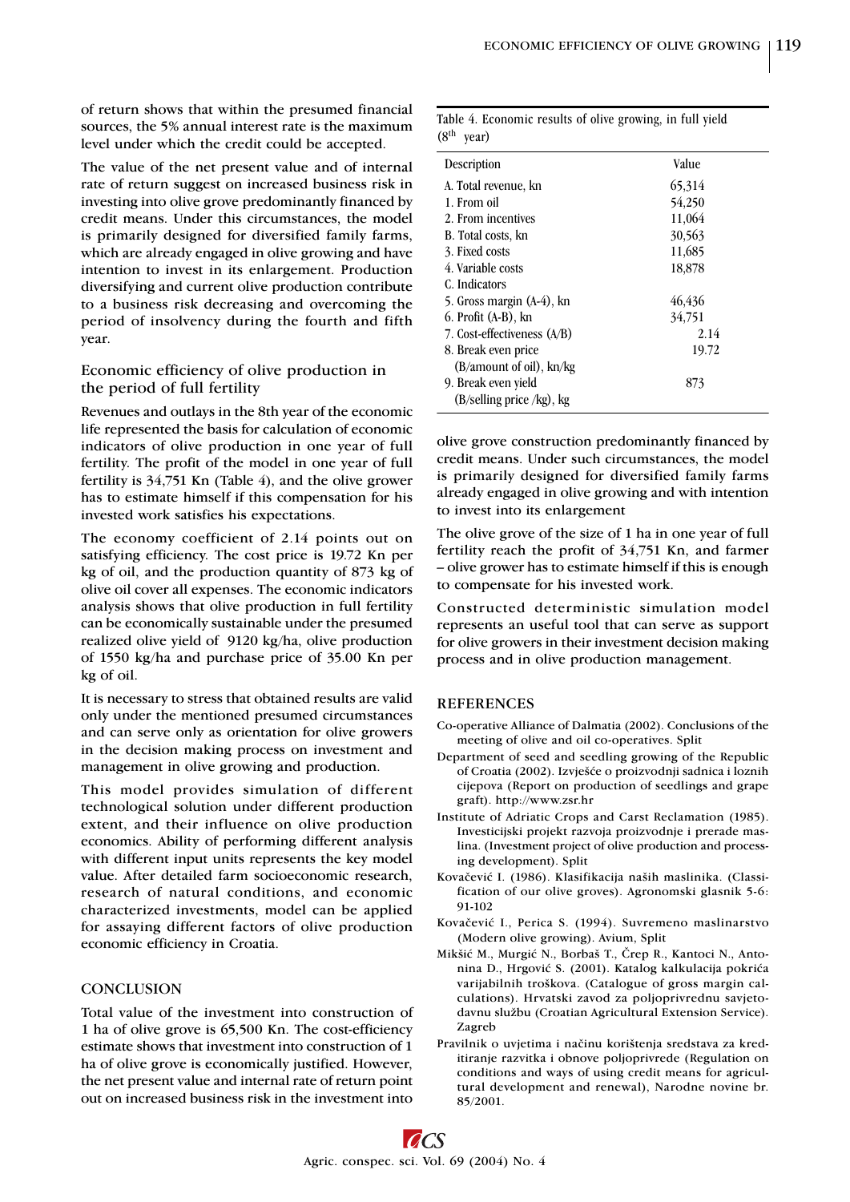of return shows that within the presumed financial sources, the 5% annual interest rate is the maximum level under which the credit could be accepted.

The value of the net present value and of internal rate of return suggest on increased business risk in investing into olive grove predominantly financed by credit means. Under this circumstances, the model is primarily designed for diversified family farms, which are already engaged in olive growing and have intention to invest in its enlargement. Production diversifying and current olive production contribute to a business risk decreasing and overcoming the period of insolvency during the fourth and fifth year.

## Economic efficiency of olive production in the period of full fertility

Revenues and outlays in the 8th year of the economic life represented the basis for calculation of economic indicators of olive production in one year of full fertility. The profit of the model in one year of full fertility is 34,751 Kn (Table 4), and the olive grower has to estimate himself if this compensation for his invested work satisfies his expectations.

The economy coefficient of 2.14 points out on satisfying efficiency. The cost price is 19.72 Kn per kg of oil, and the production quantity of 873 kg of olive oil cover all expenses. The economic indicators analysis shows that olive production in full fertility can be economically sustainable under the presumed realized olive yield of 9120 kg/ha, olive production of 1550 kg/ha and purchase price of 35.00 Kn per kg of oil.

It is necessary to stress that obtained results are valid only under the mentioned presumed circumstances and can serve only as orientation for olive growers in the decision making process on investment and management in olive growing and production.

This model provides simulation of different technological solution under different production extent, and their influence on olive production economics. Ability of performing different analysis with different input units represents the key model value. After detailed farm socioeconomic research, research of natural conditions, and economic characterized investments, model can be applied for assaying different factors of olive production economic efficiency in Croatia.

Table 4. Economic results of olive growing, in full yield (8th year)

| Description | Value |
|---|---|
| A. Total revenue, kn | 65,314 |
| 1. From oil | 54,250 |
| 2. From incentives | 11,064 |
| B. Total costs, kn | 30,563 |
| 3. Fixed costs | 11,685 |
| 4. Variable costs | 18,878 |
| C. Indicators | |
| 5. Gross margin (A-4), kn | 46,436 |
| 6. Profit (A-B), kn | 34,751 |
| 7. Cost-effectiveness (A/B) | 2.14 |
| 8. Break even price (B/amount of oil), kn/kg | 19.72 |
| 9. Break even yield (B/selling price /kg), kg | 873 |

## CONCLUSION

Total value of the investment into construction of 1 ha of olive grove is 65,500 Kn. The cost-efficiency estimate shows that investment into construction of 1 ha of olive grove is economically justified. However, the net present value and internal rate of return point out on increased business risk in the investment into olive grove construction predominantly financed by credit means. Under such circumstances, the model is primarily designed for diversified family farms already engaged in olive growing and with intention to invest into its enlargement

The olive grove of the size of 1 ha in one year of full fertility reach the profit of 34,751 Kn, and farmer – olive grower has to estimate himself if this is enough to compensate for his invested work.

Constructed deterministic simulation model represents an useful tool that can serve as support for olive growers in their investment decision making process and in olive production management.

## REFERENCES

Co-operative Alliance of Dalmatia (2002). Conclusions of the meeting of olive and oil co-operatives. Split

Department of seed and seedling growing of the Republic of Croatia (2002). Izvješće o proizvodnji sadnica i loznih cijepova (Report on production of seedlings and grape graft). http://www.zsr.hr

Institute of Adriatic Crops and Carst Reclamation (1985). Investicijski projekt razvoja proizvodnje i prerade maslina. (Investment project of olive production and processing development). Split

Kovačević I. (1986). Klasifikacija naših maslinika. (Classification of our olive groves). Agronomski glasnik 5-6: 91-102

Kovačević I., Perica S. (1994). Suvremeno maslinarstvo (Modern olive growing). Avium, Split

Mikšić M., Murgić N., Borbaš T., Črep R., Kantoci N., Antonina D., Hrgović S. (2001). Katalog kalkulacija pokrića varijabilnih troškova. (Catalogue of gross margin calculations). Hrvatski zavod za poljoprivrednu savjetodavnu službu (Croatian Agricultural Extension Service). Zagreb

Pravilnik o uvjetima i načinu korištenja sredstava za kreditiranje razvitka i obnove poljoprivrede (Regulation on conditions and ways of using credit means for agricultural development and renewal), Narodne novine br. 85/2001.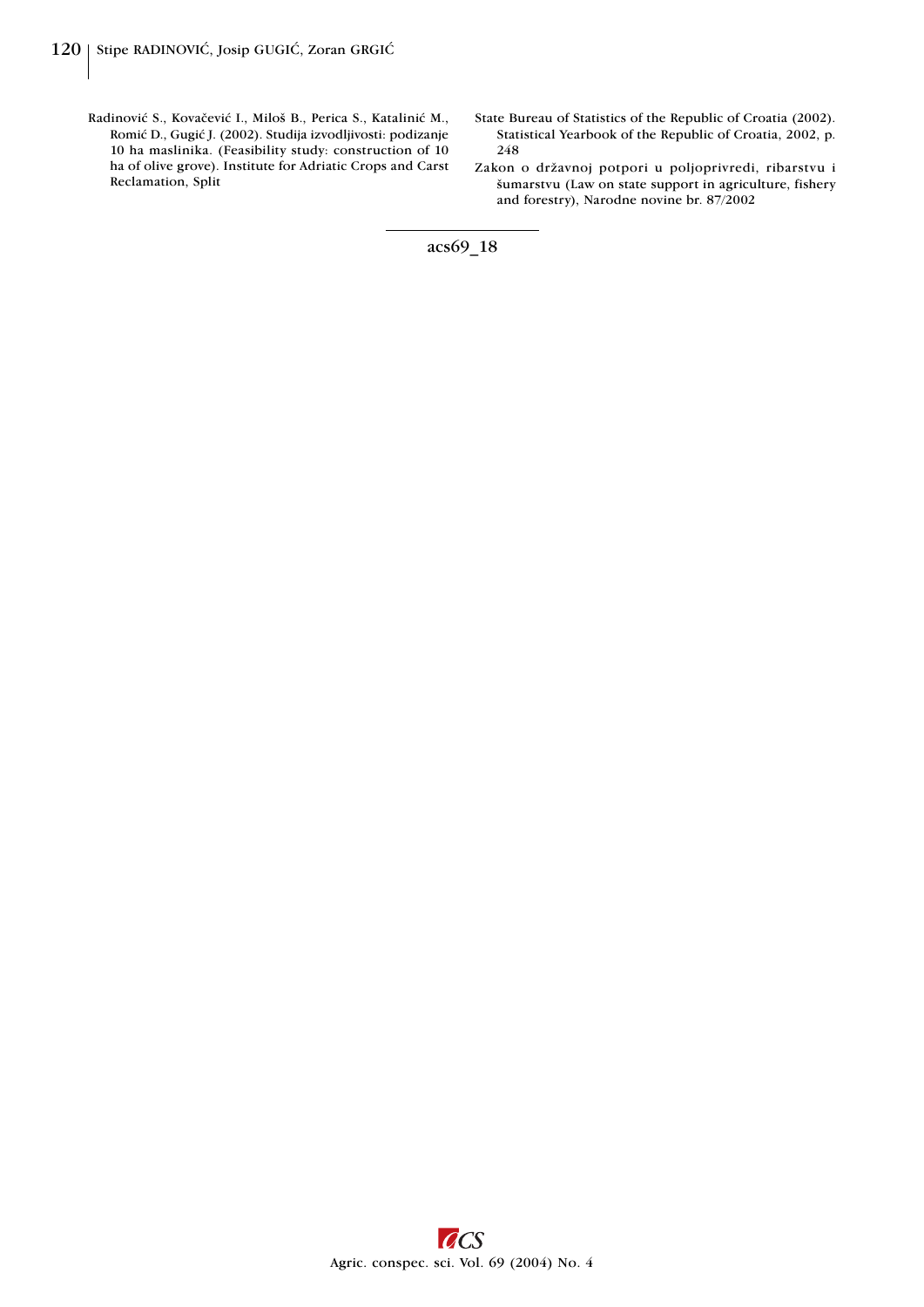Radinović S., Kovačević I., Miloš B., Perica S., Katalinić M., Romić D., Gugić J. (2002). Studija izvodljivosti: podizanje 10 ha maslinika. (Feasibility study: construction of 10 ha of olive grove). Institute for Adriatic Crops and Carst Reclamation, Split

State Bureau of Statistics of the Republic of Croatia (2002). Statistical Yearbook of the Republic of Croatia, 2002, p. 248

Zakon o državnoj potpori u poljoprivredi, ribarstvu i šumarstvu (Law on state support in agriculture, fishery and forestry), Narodne novine br. 87/2002

acs69_18